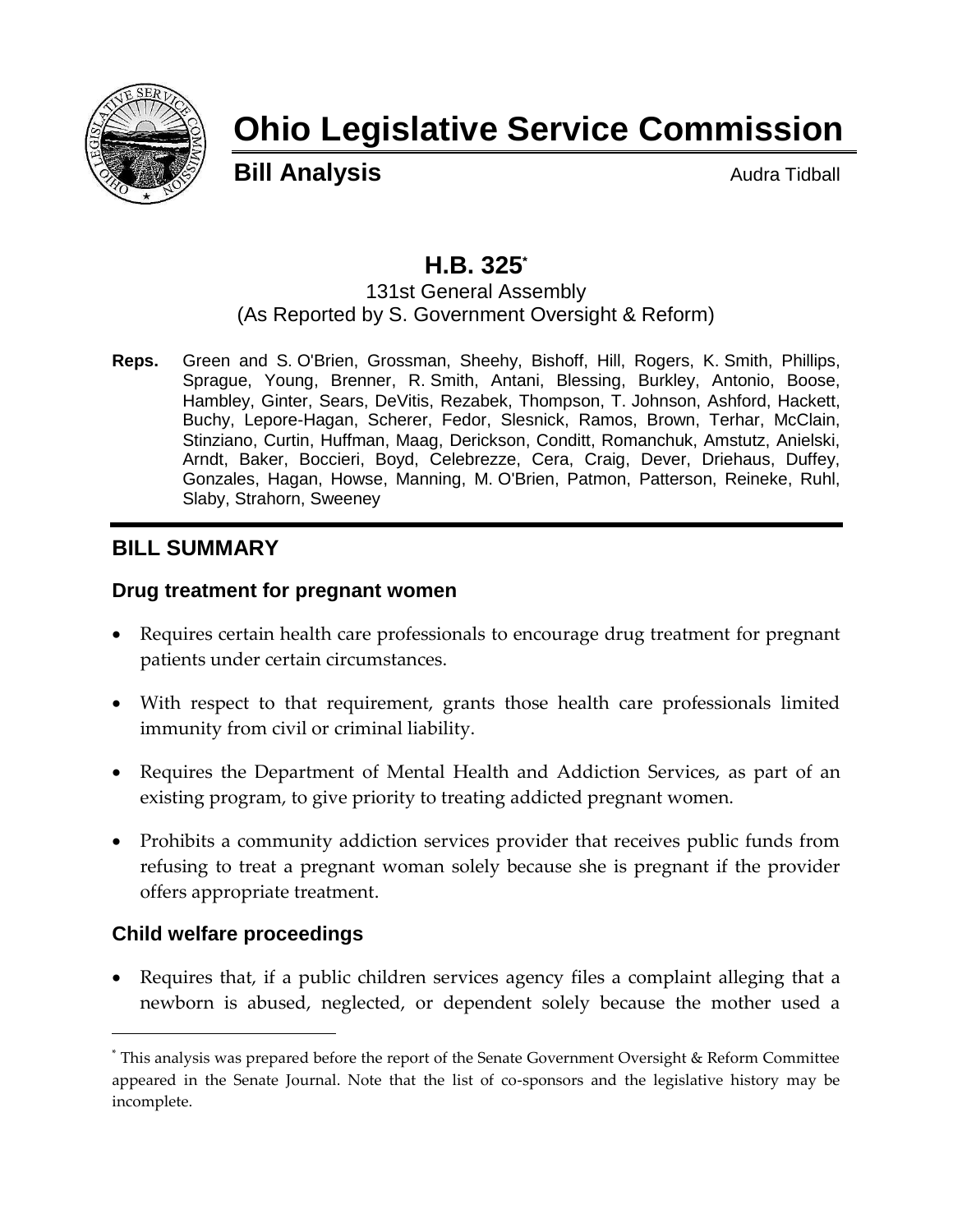# Ohio Legislative Service Commission

**Bill Analysis** Audra Tidball

## H.B. 325*

131st General Assembly
(As Reported by S. Government Oversight & Reform)

**Reps.** Green and S. O'Brien, Grossman, Sheehy, Bishoff, Hill, Rogers, K. Smith, Phillips, Sprague, Young, Brenner, R. Smith, Antani, Blessing, Burkley, Antonio, Boose, Hambley, Ginter, Sears, DeVitis, Rezabek, Thompson, T. Johnson, Ashford, Hackett, Buchy, Lepore-Hagan, Scherer, Fedor, Slesnick, Ramos, Brown, Terhar, McClain, Stinziano, Curtin, Huffman, Maag, Derickson, Conditt, Romanchuk, Amstutz, Anielski, Arndt, Baker, Boccieri, Boyd, Celebrezze, Cera, Craig, Dever, Driehaus, Duffey, Gonzales, Hagan, Howse, Manning, M. O'Brien, Patmon, Patterson, Reineke, Ruhl, Slaby, Strahorn, Sweeney

## BILL SUMMARY

### Drug treatment for pregnant women

- Requires certain health care professionals to encourage drug treatment for pregnant patients under certain circumstances.
- With respect to that requirement, grants those health care professionals limited immunity from civil or criminal liability.
- Requires the Department of Mental Health and Addiction Services, as part of an existing program, to give priority to treating addicted pregnant women.
- Prohibits a community addiction services provider that receives public funds from refusing to treat a pregnant woman solely because she is pregnant if the provider offers appropriate treatment.

### Child welfare proceedings

- Requires that, if a public children services agency files a complaint alleging that a newborn is abused, neglected, or dependent solely because the mother used a

---

* This analysis was prepared before the report of the Senate Government Oversight & Reform Committee appeared in the Senate Journal. Note that the list of co-sponsors and the legislative history may be incomplete.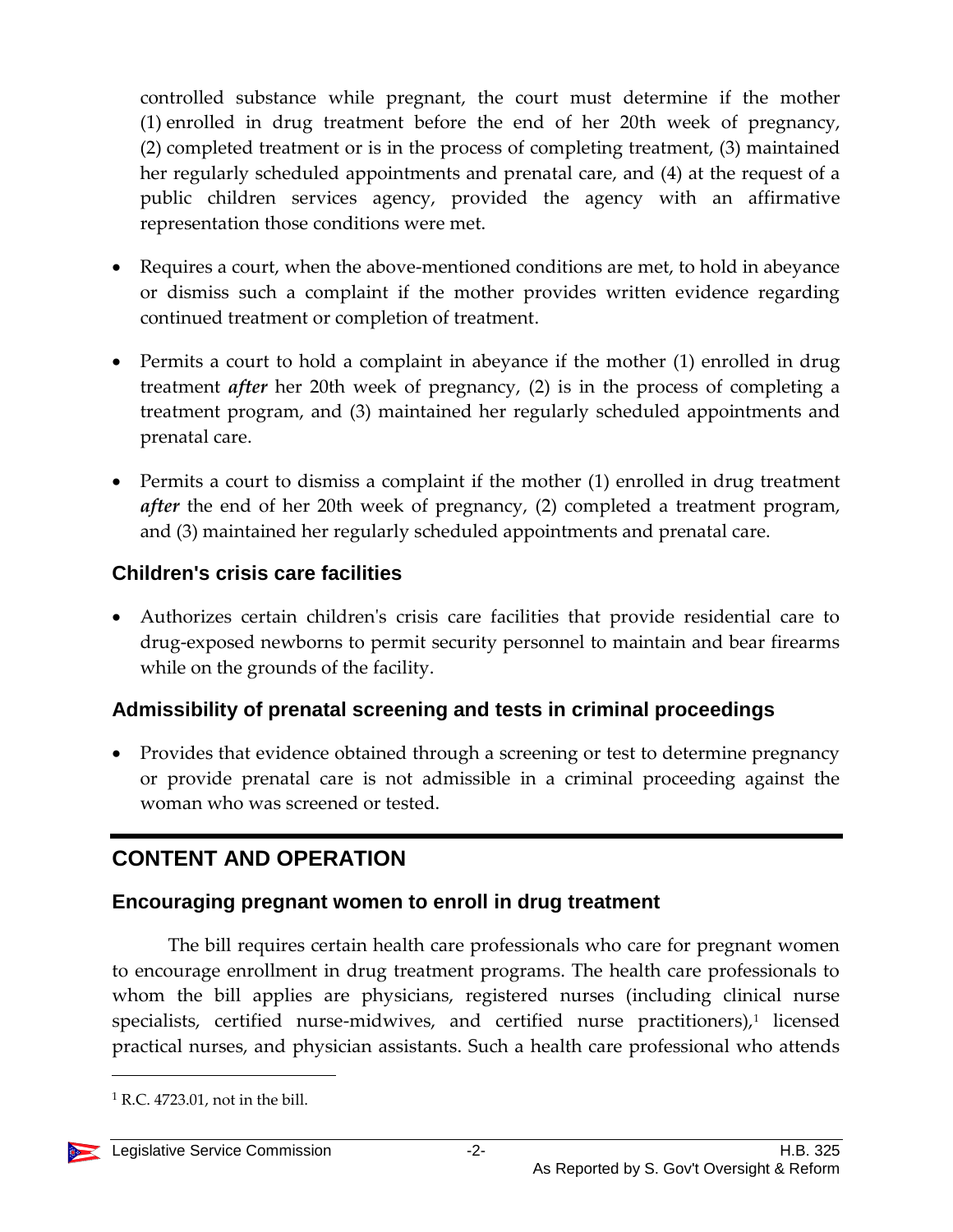controlled substance while pregnant, the court must determine if the mother (1) enrolled in drug treatment before the end of her 20th week of pregnancy, (2) completed treatment or is in the process of completing treatment, (3) maintained her regularly scheduled appointments and prenatal care, and (4) at the request of a public children services agency, provided the agency with an affirmative representation those conditions were met.

- Requires a court, when the above-mentioned conditions are met, to hold in abeyance or dismiss such a complaint if the mother provides written evidence regarding continued treatment or completion of treatment.
- Permits a court to hold a complaint in abeyance if the mother (1) enrolled in drug treatment ***after*** her 20th week of pregnancy, (2) is in the process of completing a treatment program, and (3) maintained her regularly scheduled appointments and prenatal care.
- Permits a court to dismiss a complaint if the mother (1) enrolled in drug treatment ***after*** the end of her 20th week of pregnancy, (2) completed a treatment program, and (3) maintained her regularly scheduled appointments and prenatal care.

### Children's crisis care facilities

- Authorizes certain children's crisis care facilities that provide residential care to drug-exposed newborns to permit security personnel to maintain and bear firearms while on the grounds of the facility.

### Admissibility of prenatal screening and tests in criminal proceedings

- Provides that evidence obtained through a screening or test to determine pregnancy or provide prenatal care is not admissible in a criminal proceeding against the woman who was screened or tested.

## CONTENT AND OPERATION

### Encouraging pregnant women to enroll in drug treatment

The bill requires certain health care professionals who care for pregnant women to encourage enrollment in drug treatment programs. The health care professionals to whom the bill applies are physicians, registered nurses (including clinical nurse specialists, certified nurse-midwives, and certified nurse practitioners),[1] licensed practical nurses, and physician assistants. Such a health care professional who attends

[1] R.C. 4723.01, not in the bill.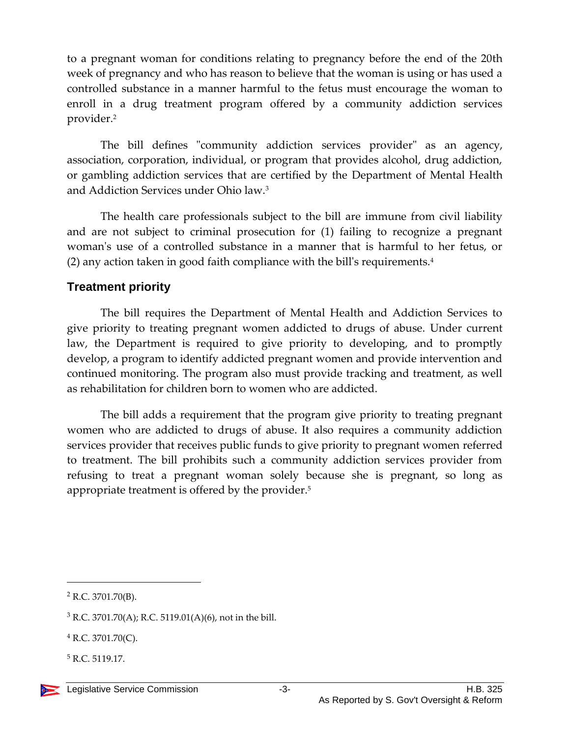to a pregnant woman for conditions relating to pregnancy before the end of the 20th week of pregnancy and who has reason to believe that the woman is using or has used a controlled substance in a manner harmful to the fetus must encourage the woman to enroll in a drug treatment program offered by a community addiction services provider.[2]

The bill defines "community addiction services provider" as an agency, association, corporation, individual, or program that provides alcohol, drug addiction, or gambling addiction services that are certified by the Department of Mental Health and Addiction Services under Ohio law.[3]

The health care professionals subject to the bill are immune from civil liability and are not subject to criminal prosecution for (1) failing to recognize a pregnant woman's use of a controlled substance in a manner that is harmful to her fetus, or (2) any action taken in good faith compliance with the bill's requirements.[4]

## Treatment priority

The bill requires the Department of Mental Health and Addiction Services to give priority to treating pregnant women addicted to drugs of abuse. Under current law, the Department is required to give priority to developing, and to promptly develop, a program to identify addicted pregnant women and provide intervention and continued monitoring. The program also must provide tracking and treatment, as well as rehabilitation for children born to women who are addicted.

The bill adds a requirement that the program give priority to treating pregnant women who are addicted to drugs of abuse. It also requires a community addiction services provider that receives public funds to give priority to pregnant women referred to treatment. The bill prohibits such a community addiction services provider from refusing to treat a pregnant woman solely because she is pregnant, so long as appropriate treatment is offered by the provider.[5]

---

[2] R.C. 3701.70(B).

[3] R.C. 3701.70(A); R.C. 5119.01(A)(6), not in the bill.

[4] R.C. 3701.70(C).

[5] R.C. 5119.17.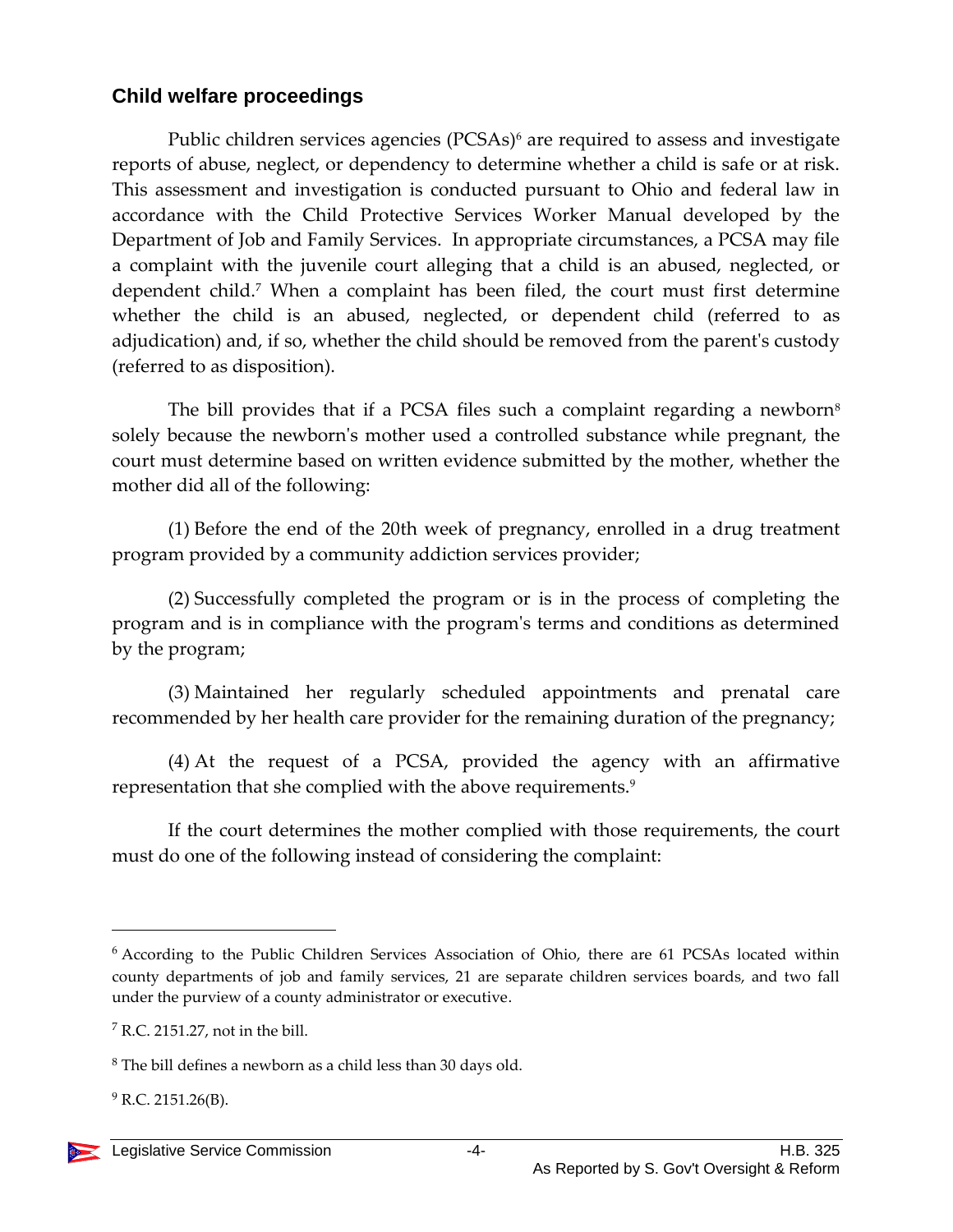## Child welfare proceedings

Public children services agencies (PCSAs)[6] are required to assess and investigate reports of abuse, neglect, or dependency to determine whether a child is safe or at risk. This assessment and investigation is conducted pursuant to Ohio and federal law in accordance with the Child Protective Services Worker Manual developed by the Department of Job and Family Services. In appropriate circumstances, a PCSA may file a complaint with the juvenile court alleging that a child is an abused, neglected, or dependent child.[7] When a complaint has been filed, the court must first determine whether the child is an abused, neglected, or dependent child (referred to as adjudication) and, if so, whether the child should be removed from the parent's custody (referred to as disposition).

The bill provides that if a PCSA files such a complaint regarding a newborn[8] solely because the newborn's mother used a controlled substance while pregnant, the court must determine based on written evidence submitted by the mother, whether the mother did all of the following:

(1) Before the end of the 20th week of pregnancy, enrolled in a drug treatment program provided by a community addiction services provider;

(2) Successfully completed the program or is in the process of completing the program and is in compliance with the program's terms and conditions as determined by the program;

(3) Maintained her regularly scheduled appointments and prenatal care recommended by her health care provider for the remaining duration of the pregnancy;

(4) At the request of a PCSA, provided the agency with an affirmative representation that she complied with the above requirements.[9]

If the court determines the mother complied with those requirements, the court must do one of the following instead of considering the complaint:

---

[6] According to the Public Children Services Association of Ohio, there are 61 PCSAs located within county departments of job and family services, 21 are separate children services boards, and two fall under the purview of a county administrator or executive.

[7] R.C. 2151.27, not in the bill.

[8] The bill defines a newborn as a child less than 30 days old.

[9] R.C. 2151.26(B).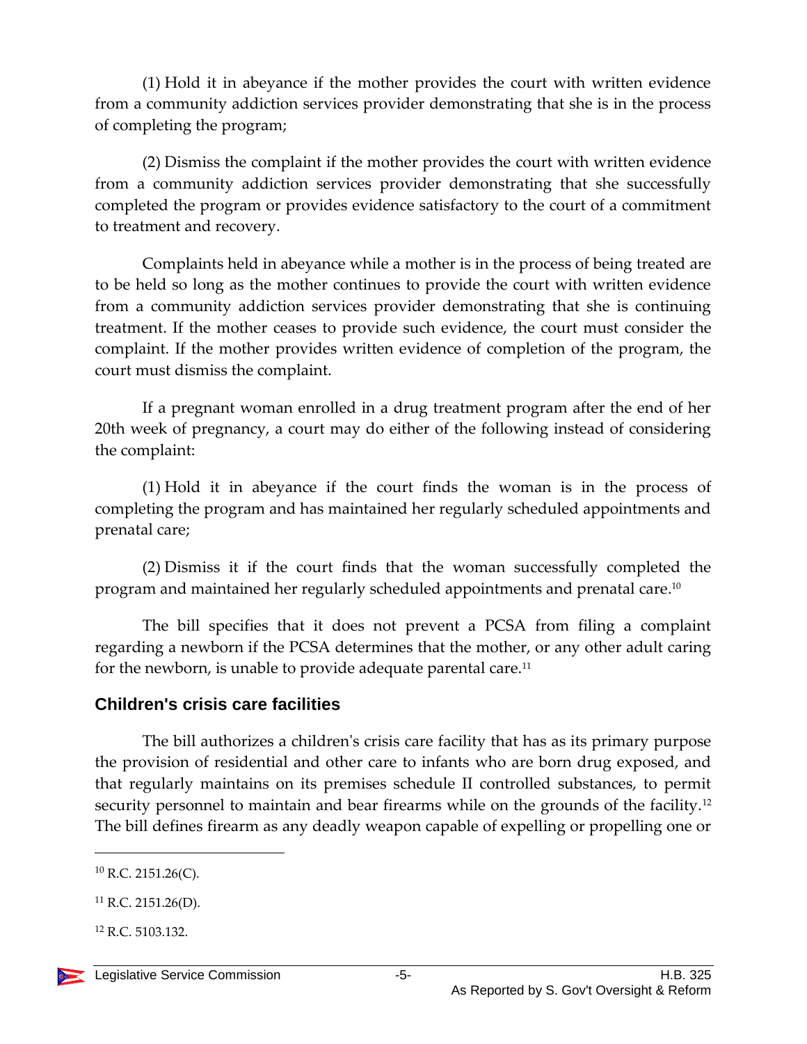(1) Hold it in abeyance if the mother provides the court with written evidence from a community addiction services provider demonstrating that she is in the process of completing the program;

(2) Dismiss the complaint if the mother provides the court with written evidence from a community addiction services provider demonstrating that she successfully completed the program or provides evidence satisfactory to the court of a commitment to treatment and recovery.

Complaints held in abeyance while a mother is in the process of being treated are to be held so long as the mother continues to provide the court with written evidence from a community addiction services provider demonstrating that she is continuing treatment. If the mother ceases to provide such evidence, the court must consider the complaint. If the mother provides written evidence of completion of the program, the court must dismiss the complaint.

If a pregnant woman enrolled in a drug treatment program after the end of her 20th week of pregnancy, a court may do either of the following instead of considering the complaint:

(1) Hold it in abeyance if the court finds the woman is in the process of completing the program and has maintained her regularly scheduled appointments and prenatal care;

(2) Dismiss it if the court finds that the woman successfully completed the program and maintained her regularly scheduled appointments and prenatal care.[10]

The bill specifies that it does not prevent a PCSA from filing a complaint regarding a newborn if the PCSA determines that the mother, or any other adult caring for the newborn, is unable to provide adequate parental care.[11]

## Children's crisis care facilities

The bill authorizes a children's crisis care facility that has as its primary purpose the provision of residential and other care to infants who are born drug exposed, and that regularly maintains on its premises schedule II controlled substances, to permit security personnel to maintain and bear firearms while on the grounds of the facility.[12] The bill defines firearm as any deadly weapon capable of expelling or propelling one or

---

[10] R.C. 2151.26(C).

[11] R.C. 2151.26(D).

[12] R.C. 5103.132.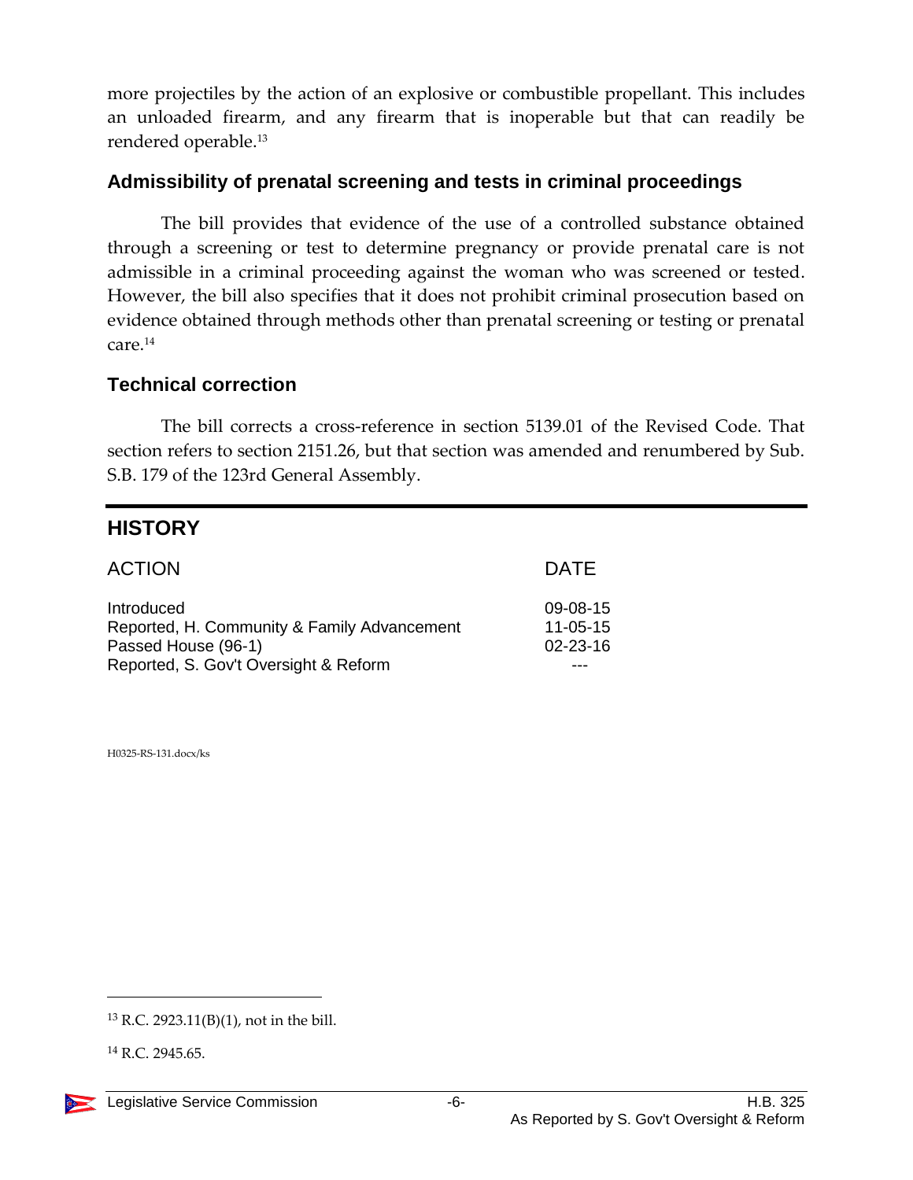more projectiles by the action of an explosive or combustible propellant. This includes an unloaded firearm, and any firearm that is inoperable but that can readily be rendered operable.[13]

### Admissibility of prenatal screening and tests in criminal proceedings

The bill provides that evidence of the use of a controlled substance obtained through a screening or test to determine pregnancy or provide prenatal care is not admissible in a criminal proceeding against the woman who was screened or tested. However, the bill also specifies that it does not prohibit criminal prosecution based on evidence obtained through methods other than prenatal screening or testing or prenatal care.[14]

### Technical correction

The bill corrects a cross-reference in section 5139.01 of the Revised Code. That section refers to section 2151.26, but that section was amended and renumbered by Sub. S.B. 179 of the 123rd General Assembly.

## HISTORY

| ACTION | DATE |
| --- | --- |
| Introduced | 09-08-15 |
| Reported, H. Community & Family Advancement | 11-05-15 |
| Passed House (96-1) | 02-23-16 |
| Reported, S. Gov't Oversight & Reform | --- |

H0325-RS-131.docx/ks

[13] R.C. 2923.11(B)(1), not in the bill.

[14] R.C. 2945.65.